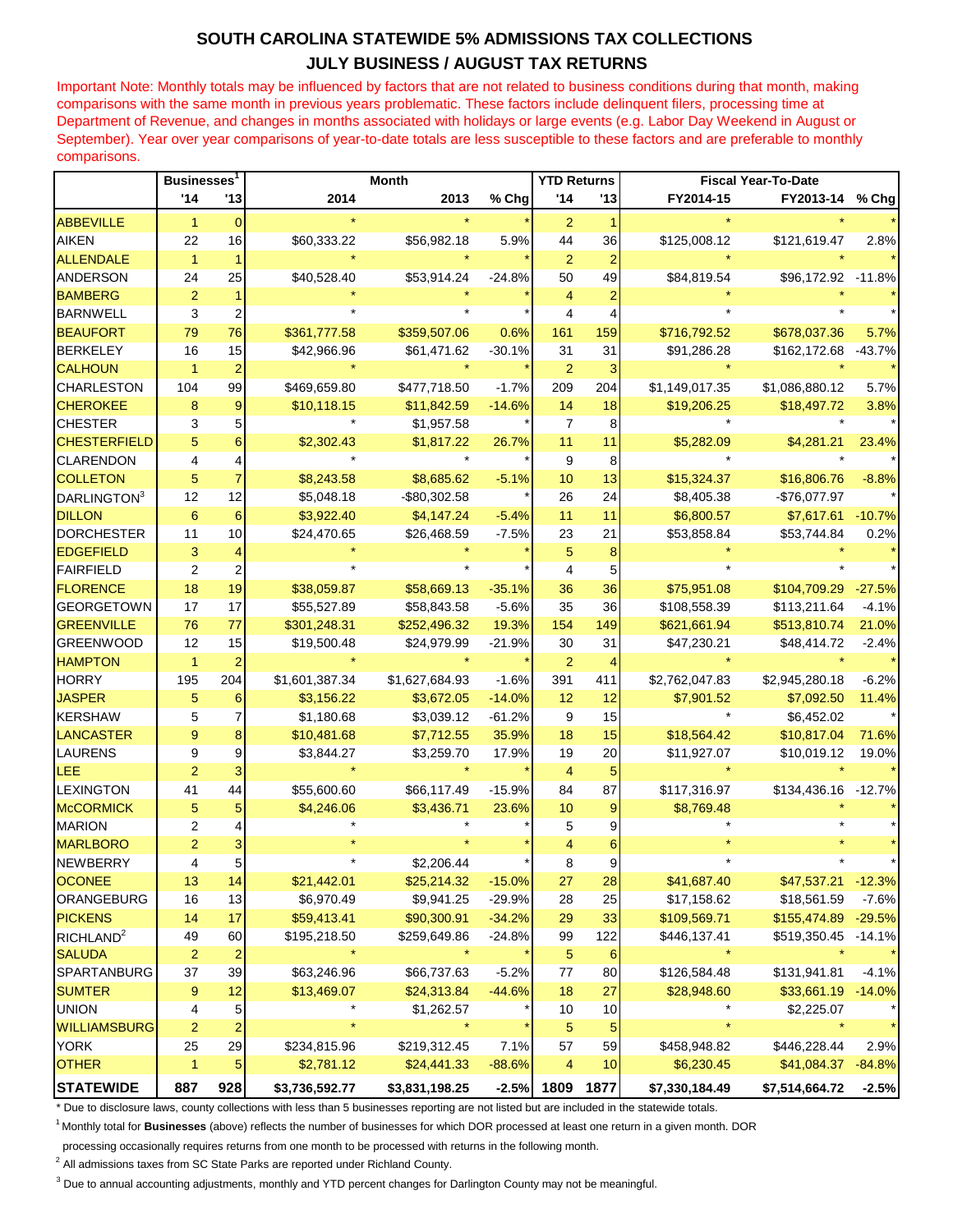# SOUTH CAROLINA STATEWIDE 5% ADMISSIONS TAX COLLECTIONS

## JULY BUSINESS / AUGUST TAX RETURNS

Important Note: Monthly totals may be influenced by factors that are not related to business conditions during that month, making comparisons with the same month in previous years problematic. These factors include delinquent filers, processing time at Department of Revenue, and changes in months associated with holidays or large events (e.g. Labor Day Weekend in August or September). Year over year comparisons of year-to-date totals are less susceptible to these factors and are preferable to monthly comparisons.

| | Businesses[1] | | Month | | | YTD Returns | | Fiscal Year-To-Date | | |
|---|---|---|---|---|---|---|---|---|---|---|
| | '14 | '13 | 2014 | 2013 | % Chg | '14 | '13 | FY2014-15 | FY2013-14 | % Chg |
| ABBEVILLE | 1 | 0 | * | * | * | 2 | 1 | * | * | * |
| AIKEN | 22 | 16 | $60,333.22 | $56,982.18 | 5.9% | 44 | 36 | $125,008.12 | $121,619.47 | 2.8% |
| ALLENDALE | 1 | 1 | * | * | * | 2 | 2 | * | * | * |
| ANDERSON | 24 | 25 | $40,528.40 | $53,914.24 | -24.8% | 50 | 49 | $84,819.54 | $96,172.92 | -11.8% |
| BAMBERG | 2 | 1 | * | * | * | 4 | 2 | * | * | * |
| BARNWELL | 3 | 2 | * | * | * | 4 | 4 | * | * | * |
| BEAUFORT | 79 | 76 | $361,777.58 | $359,507.06 | 0.6% | 161 | 159 | $716,792.52 | $678,037.36 | 5.7% |
| BERKELEY | 16 | 15 | $42,966.96 | $61,471.62 | -30.1% | 31 | 31 | $91,286.28 | $162,172.68 | -43.7% |
| CALHOUN | 1 | 2 | * | * | * | 2 | 3 | * | * | * |
| CHARLESTON | 104 | 99 | $469,659.80 | $477,718.50 | -1.7% | 209 | 204 | $1,149,017.35 | $1,086,880.12 | 5.7% |
| CHEROKEE | 8 | 9 | $10,118.15 | $11,842.59 | -14.6% | 14 | 18 | $19,206.25 | $18,497.72 | 3.8% |
| CHESTER | 3 | 5 | * | $1,957.58 | * | 7 | 8 | * | * | * |
| CHESTERFIELD | 5 | 6 | $2,302.43 | $1,817.22 | 26.7% | 11 | 11 | $5,282.09 | $4,281.21 | 23.4% |
| CLARENDON | 4 | 4 | * | * | * | 9 | 8 | * | * | * |
| COLLETON | 5 | 7 | $8,243.58 | $8,685.62 | -5.1% | 10 | 13 | $15,324.37 | $16,806.76 | -8.8% |
| DARLINGTON[3] | 12 | 12 | $5,048.18 | -$80,302.58 | * | 26 | 24 | $8,405.38 | -$76,077.97 | * |
| DILLON | 6 | 6 | $3,922.40 | $4,147.24 | -5.4% | 11 | 11 | $6,800.57 | $7,617.61 | -10.7% |
| DORCHESTER | 11 | 10 | $24,470.65 | $26,468.59 | -7.5% | 23 | 21 | $53,858.84 | $53,744.84 | 0.2% |
| EDGEFIELD | 3 | 4 | * | * | * | 5 | 8 | * | * | * |
| FAIRFIELD | 2 | 2 | * | * | * | 4 | 5 | * | * | * |
| FLORENCE | 18 | 19 | $38,059.87 | $58,669.13 | -35.1% | 36 | 36 | $75,951.08 | $104,709.29 | -27.5% |
| GEORGETOWN | 17 | 17 | $55,527.89 | $58,843.58 | -5.6% | 35 | 36 | $108,558.39 | $113,211.64 | -4.1% |
| GREENVILLE | 76 | 77 | $301,248.31 | $252,496.32 | 19.3% | 154 | 149 | $621,661.94 | $513,810.74 | 21.0% |
| GREENWOOD | 12 | 15 | $19,500.48 | $24,979.99 | -21.9% | 30 | 31 | $47,230.21 | $48,414.72 | -2.4% |
| HAMPTON | 1 | 2 | * | * | * | 2 | 4 | * | * | * |
| HORRY | 195 | 204 | $1,601,387.34 | $1,627,684.93 | -1.6% | 391 | 411 | $2,762,047.83 | $2,945,280.18 | -6.2% |
| JASPER | 5 | 6 | $3,156.22 | $3,672.05 | -14.0% | 12 | 12 | $7,901.52 | $7,092.50 | 11.4% |
| KERSHAW | 5 | 7 | $1,180.68 | $3,039.12 | -61.2% | 9 | 15 | * | $6,452.02 | * |
| LANCASTER | 9 | 8 | $10,481.68 | $7,712.55 | 35.9% | 18 | 15 | $18,564.42 | $10,817.04 | 71.6% |
| LAURENS | 9 | 9 | $3,844.27 | $3,259.70 | 17.9% | 19 | 20 | $11,927.07 | $10,019.12 | 19.0% |
| LEE | 2 | 3 | * | * | * | 4 | 5 | * | * | * |
| LEXINGTON | 41 | 44 | $55,600.60 | $66,117.49 | -15.9% | 84 | 87 | $117,316.97 | $134,436.16 | -12.7% |
| McCORMICK | 5 | 5 | $4,246.06 | $3,436.71 | 23.6% | 10 | 9 | $8,769.48 | * | * |
| MARION | 2 | 4 | * | * | * | 5 | 9 | * | * | * |
| MARLBORO | 2 | 3 | * | * | * | 4 | 6 | * | * | * |
| NEWBERRY | 4 | 5 | * | $2,206.44 | * | 8 | 9 | * | * | * |
| OCONEE | 13 | 14 | $21,442.01 | $25,214.32 | -15.0% | 27 | 28 | $41,687.40 | $47,537.21 | -12.3% |
| ORANGEBURG | 16 | 13 | $6,970.49 | $9,941.25 | -29.9% | 28 | 25 | $17,158.62 | $18,561.59 | -7.6% |
| PICKENS | 14 | 17 | $59,413.41 | $90,300.91 | -34.2% | 29 | 33 | $109,569.71 | $155,474.89 | -29.5% |
| RICHLAND[2] | 49 | 60 | $195,218.50 | $259,649.86 | -24.8% | 99 | 122 | $446,137.41 | $519,350.45 | -14.1% |
| SALUDA | 2 | 2 | * | * | * | 5 | 6 | * | * | * |
| SPARTANBURG | 37 | 39 | $63,246.96 | $66,737.63 | -5.2% | 77 | 80 | $126,584.48 | $131,941.81 | -4.1% |
| SUMTER | 9 | 12 | $13,469.07 | $24,313.84 | -44.6% | 18 | 27 | $28,948.60 | $33,661.19 | -14.0% |
| UNION | 4 | 5 | * | $1,262.57 | * | 10 | 10 | * | $2,225.07 | * |
| WILLIAMSBURG | 2 | 2 | * | * | * | 5 | 5 | * | * | * |
| YORK | 25 | 29 | $234,815.96 | $219,312.45 | 7.1% | 57 | 59 | $458,948.82 | $446,228.44 | 2.9% |
| OTHER | 1 | 5 | $2,781.12 | $24,441.33 | -88.6% | 4 | 10 | $6,230.45 | $41,084.37 | -84.8% |
| **STATEWIDE** | **887** | **928** | **$3,736,592.77** | **$3,831,198.25** | **-2.5%** | **1809** | **1877** | **$7,330,184.49** | **$7,514,664.72** | **-2.5%** |

\* Due to disclosure laws, county collections with less than 5 businesses reporting are not listed but are included in the statewide totals.

[1] Monthly total for **Businesses** (above) reflects the number of businesses for which DOR processed at least one return in a given month. DOR processing occasionally requires returns from one month to be processed with returns in the following month.

[2] All admissions taxes from SC State Parks are reported under Richland County.

[3] Due to annual accounting adjustments, monthly and YTD percent changes for Darlington County may not be meaningful.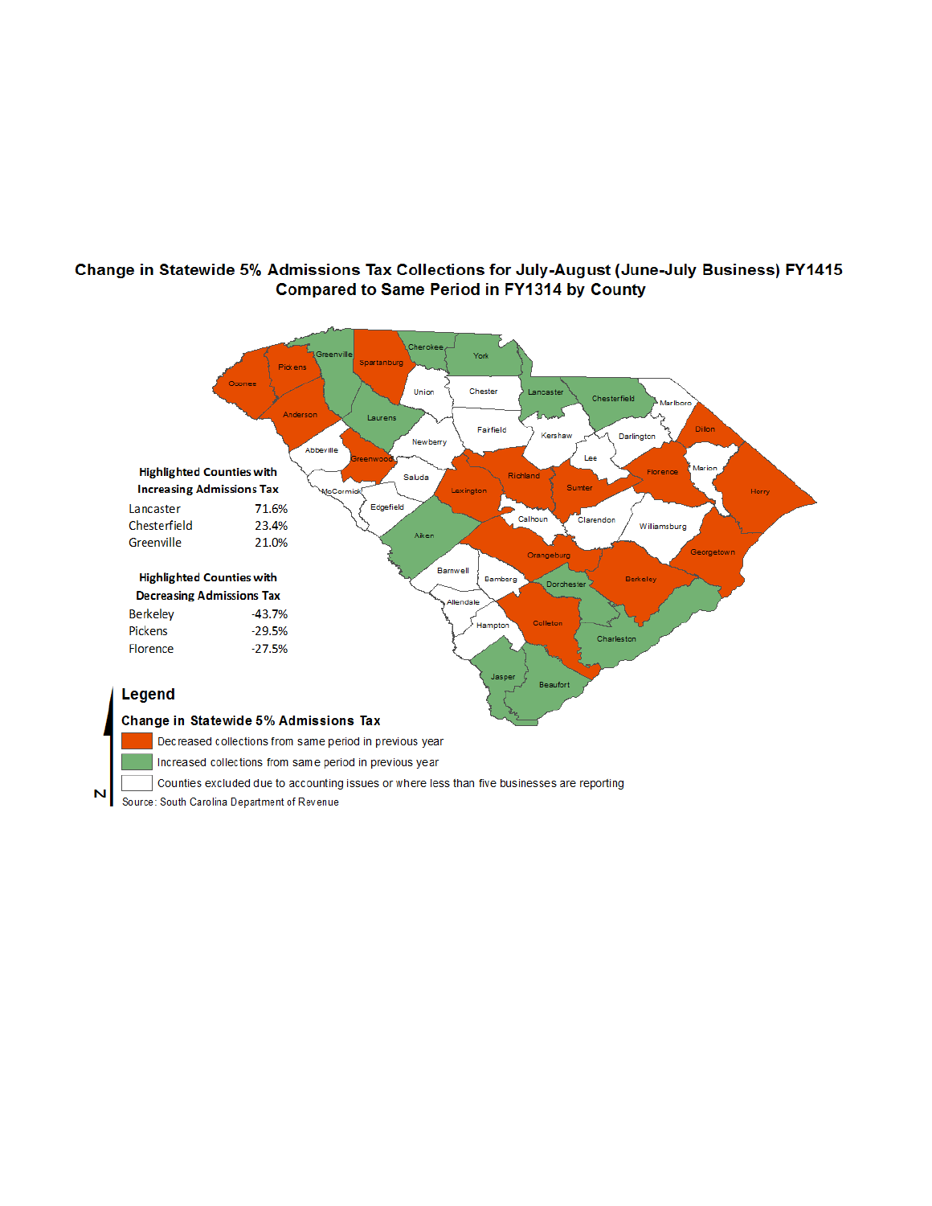**Change in Statewide 5% Admissions Tax Collections for July-August (June-July Business) FY1415 Compared to Same Period in FY1314 by County**

Oconee
Pickens
Greenville
Spartanburg
Cherokee
York
Union
Chester
Lancaster
Chesterfield
Marlboro
Anderson
Laurens
Fairfield
Kershaw
Darlington
Dillon
Abbeville
Greenwood
Newberry
Lee
Marion
Saluda
Richland
Sumter
Florence
Horry
McCormick
Edgefield
Lexington
Calhoun
Clarendon
Williamsburg
Aiken
Orangeburg
Georgetown
Barnwell
Bamberg
Dorchester
Berkeley
Allendale
Hampton
Colleton
Charleston
Jasper
Beaufort

**Highlighted Counties with Increasing Admissions Tax**

| | |
|---|---|
| Lancaster | 71.6% |
| Chesterfield | 23.4% |
| Greenville | 21.0% |

**Highlighted Counties with Decreasing Admissions Tax**

| | |
|---|---|
| Berkeley | -43.7% |
| Pickens | -29.5% |
| Florence | -27.5% |

N

**Legend**

**Change in Statewide 5% Admissions Tax**

- Decreased collections from same period in previous year
- Increased collections from same period in previous year
- Counties excluded due to accounting issues or where less than five businesses are reporting

Source: South Carolina Department of Revenue